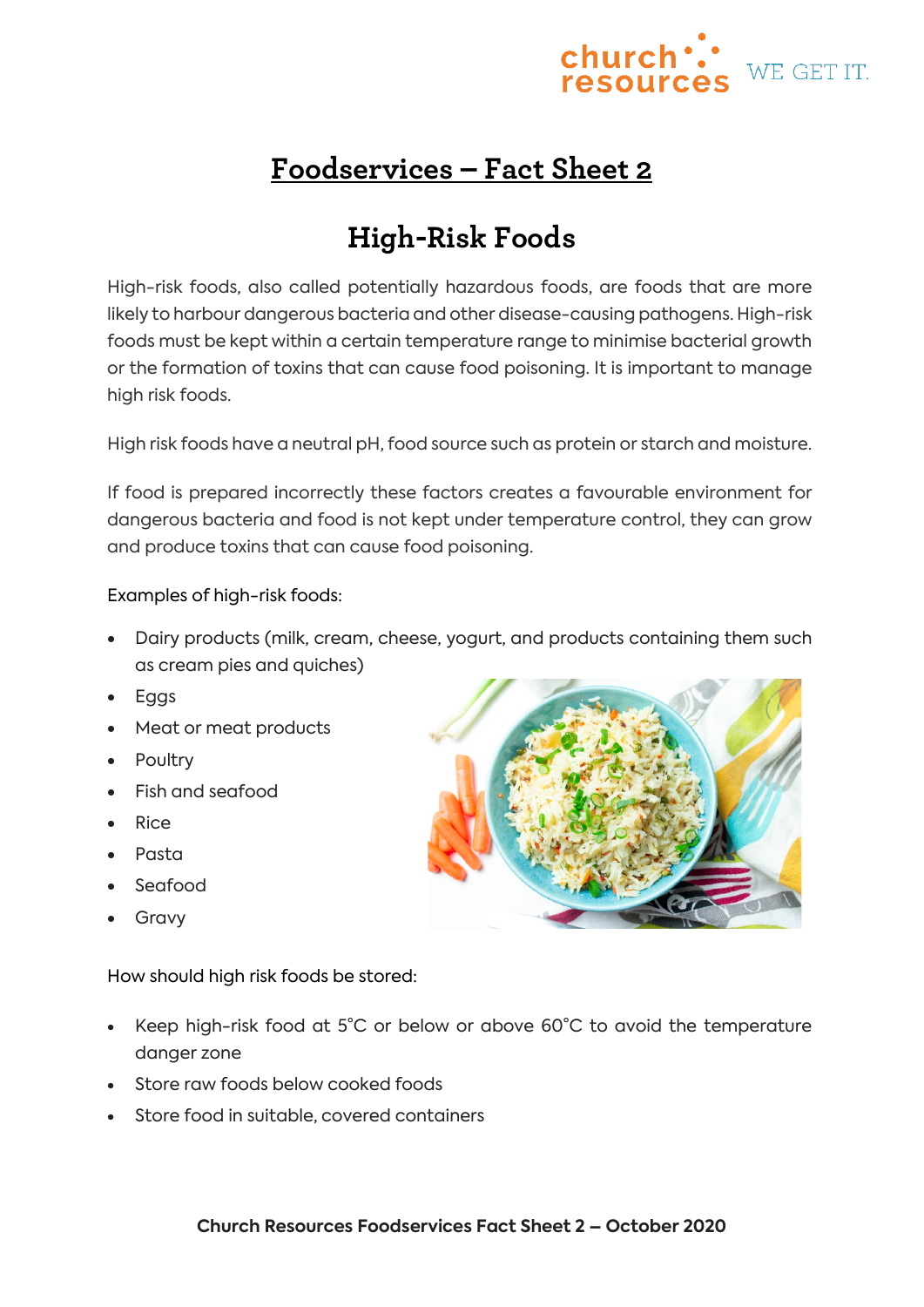# Foodservices – Fact Sheet 2

## High-Risk Foods

High-risk foods, also called potentially hazardous foods, are foods that are more likely to harbour dangerous bacteria and other disease-causing pathogens. High-risk foods must be kept within a certain temperature range to minimise bacterial growth or the formation of toxins that can cause food poisoning. It is important to manage high risk foods.

High risk foods have a neutral pH, food source such as protein or starch and moisture.

If food is prepared incorrectly these factors creates a favourable environment for dangerous bacteria and food is not kept under temperature control, they can grow and produce toxins that can cause food poisoning.

Examples of high-risk foods:

- Dairy products (milk, cream, cheese, yogurt, and products containing them such as cream pies and quiches)
- Eggs
- Meat or meat products
- Poultry
- Fish and seafood
- Rice
- Pasta
- Seafood
- Gravy

How should high risk foods be stored:

- Keep high-risk food at 5°C or below or above 60°C to avoid the temperature danger zone
- Store raw foods below cooked foods
- Store food in suitable, covered containers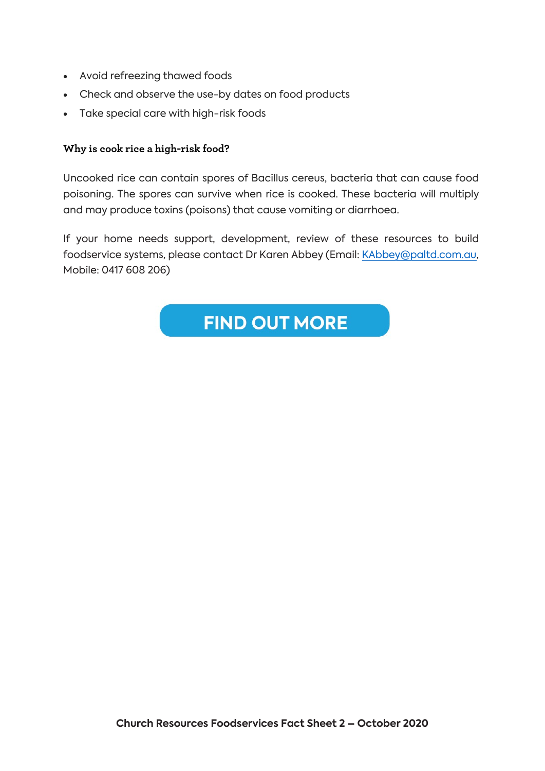- Avoid refreezing thawed foods
- Check and observe the use-by dates on food products
- Take special care with high-risk foods

**Why is cook rice a high-risk food?**

Uncooked rice can contain spores of Bacillus cereus, bacteria that can cause food poisoning. The spores can survive when rice is cooked. These bacteria will multiply and may produce toxins (poisons) that cause vomiting or diarrhoea.

If your home needs support, development, review of these resources to build foodservice systems, please contact Dr Karen Abbey (Email: KAbbey@paltd.com.au, Mobile: 0417 608 206)

FIND OUT MORE

**Church Resources Foodservices Fact Sheet 2 – October 2020**